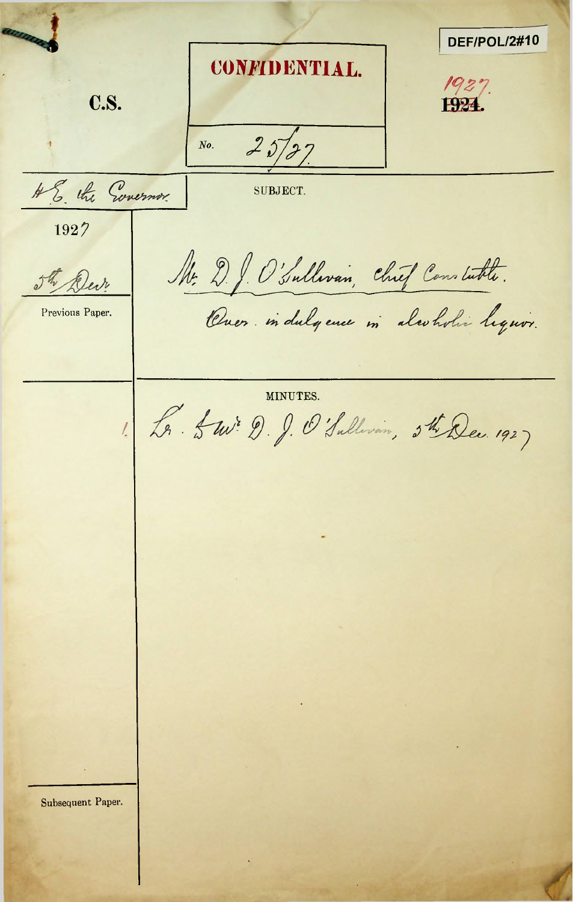DEF/POL/2#10

**CONFIDENTIAL.**

No. 25/27

C.S.

~~1924.~~ 1927.

H.E. the Governor.

1927

5th Dec.

SUBJECT.

Mr. D. J. O'Sullivan, Chief Constable.

Over-indulgence in alcoholic liquor.

Previous Paper.

MINUTES.

1. Lr. to Mr. D. J. O'Sullivan, 5th Dec. 1927

Subsequent Paper.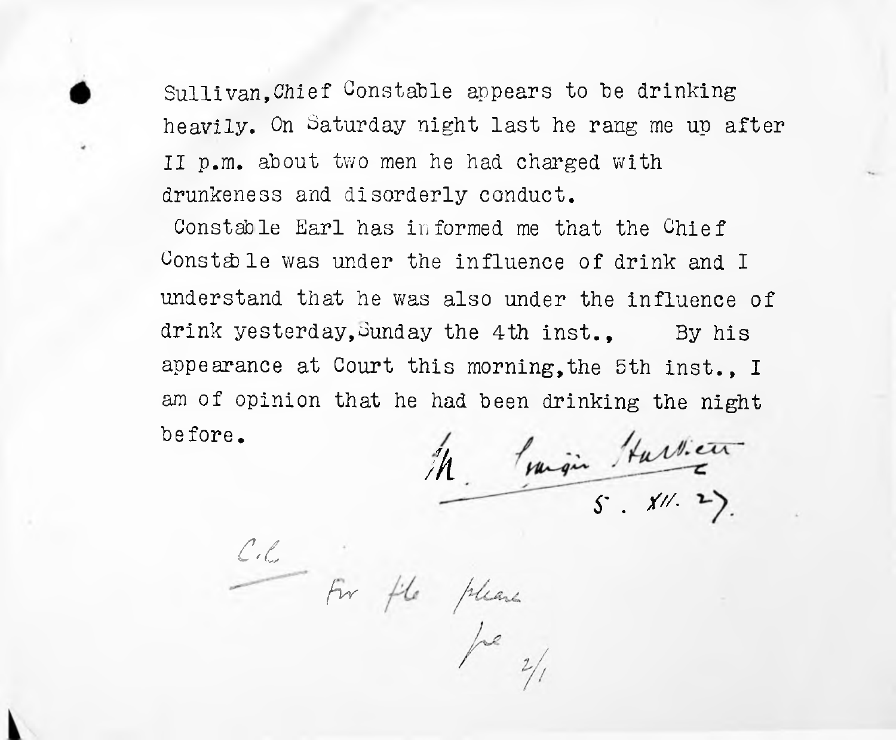Sullivan, Chief Constable appears to be drinking heavily. On Saturday night last he rang me up after II p.m. about two men he had charged with drunkeness and disorderly conduct.

Constable Earl has informed me that the Chief Constable was under the influence of drink and I understand that he was also under the influence of drink yesterday, Sunday the 4th inst., By his appearance at Court this morning, the 5th inst., I am of opinion that he had been drinking the night before.

H. Fergin Hallett
5. XII. 27.

C.C.

For file please

2/1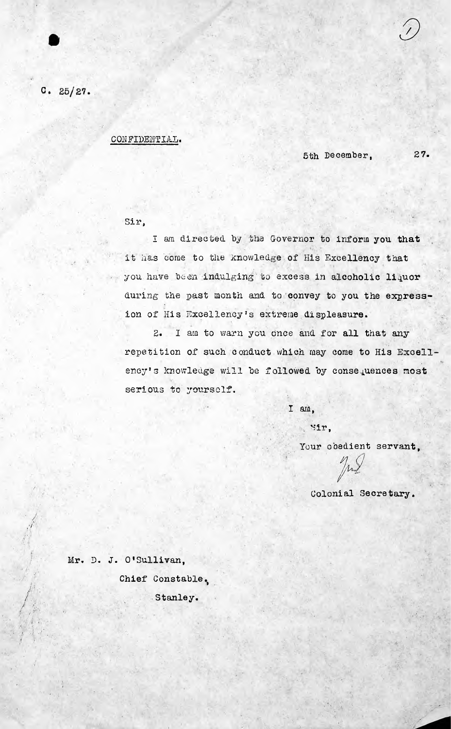C. 25/27.

CONFIDENTIAL.

5th December, 27.

Sir,

I am directed by the Governor to inform you that it has come to the knowledge of His Excellency that you have been indulging to excess in alcoholic liquor during the past month and to convey to you the expression of His Excellency's extreme displeasure.

2. I am to warn you once and for all that any repetition of such conduct which may come to His Excellency's knowledge will be followed by consequences most serious to yourself.

I am,

Sir,

Your obedient servant,

Colonial Secretary.

Mr. D. J. O'Sullivan,

Chief Constable,

Stanley.